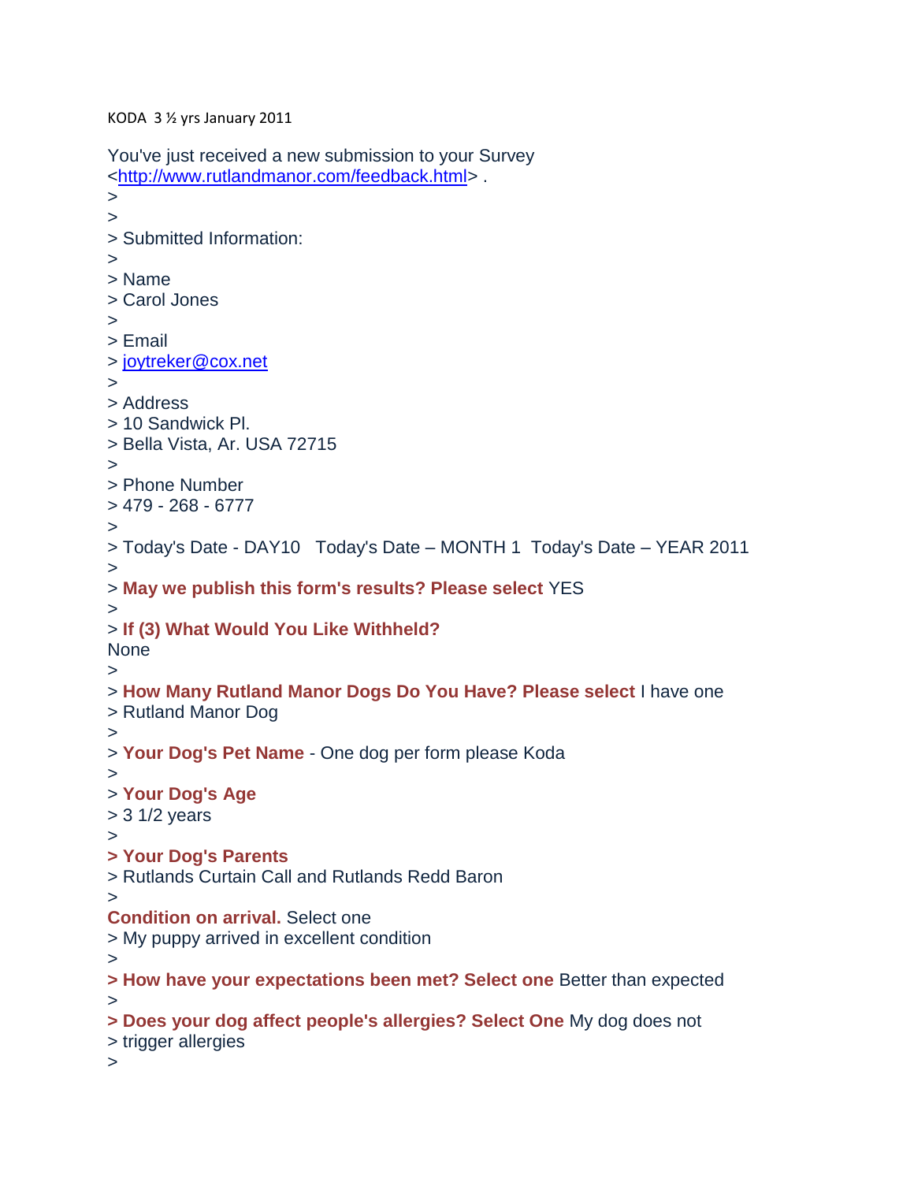KODA 3 ½ yrs January 2011

You've just received a new submission to your Survey <http://www.rutlandmanor.com/feedback.html> .

>

>

> Submitted Information:

>

> Name

> Carol Jones

>

> Email

> joytreker@cox.net

>

> Address

> 10 Sandwick Pl.

> Bella Vista, Ar. USA 72715

>

> Phone Number

> 479 - 268 - 6777

>

> Today's Date - DAY10 Today's Date – MONTH 1 Today's Date – YEAR 2011

>

> **May we publish this form's results? Please select** YES

>

> **If (3) What Would You Like Withheld?**

None

>

> **How Many Rutland Manor Dogs Do You Have? Please select** I have one

> Rutland Manor Dog

>

> **Your Dog's Pet Name** - One dog per form please Koda

>

> **Your Dog's Age**

> 3 1/2 years

>

**> Your Dog's Parents**

> Rutlands Curtain Call and Rutlands Redd Baron

>

**Condition on arrival.** Select one

> My puppy arrived in excellent condition

>

**> How have your expectations been met? Select one** Better than expected

>

**> Does your dog affect people's allergies? Select One** My dog does not

> trigger allergies

>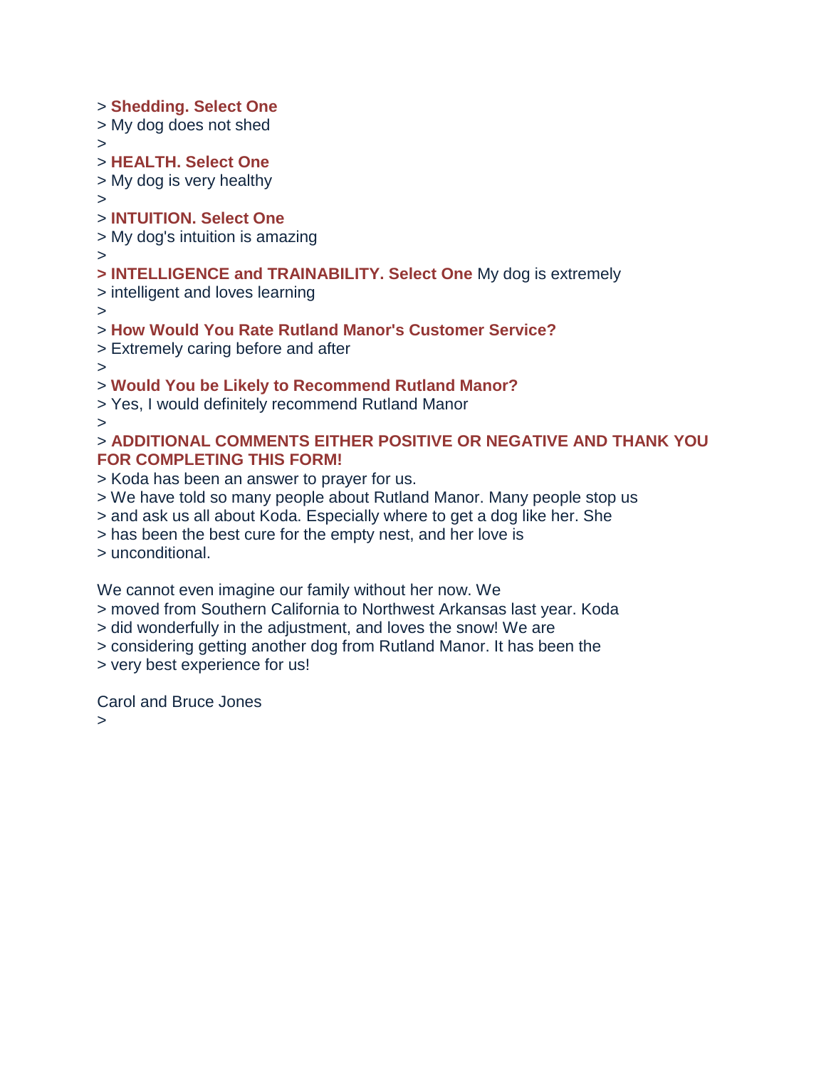> **Shedding. Select One**
> My dog does not shed
>
> **HEALTH. Select One**
> My dog is very healthy
>
> **INTUITION. Select One**
> My dog's intuition is amazing
>
**> INTELLIGENCE and TRAINABILITY. Select One** My dog is extremely
> intelligent and loves learning
>
> **How Would You Rate Rutland Manor's Customer Service?**
> Extremely caring before and after
>
> **Would You be Likely to Recommend Rutland Manor?**
> Yes, I would definitely recommend Rutland Manor
>
> **ADDITIONAL COMMENTS EITHER POSITIVE OR NEGATIVE AND THANK YOU FOR COMPLETING THIS FORM!**
> Koda has been an answer to prayer for us.
> We have told so many people about Rutland Manor. Many people stop us
> and ask us all about Koda. Especially where to get a dog like her. She
> has been the best cure for the empty nest, and her love is
> unconditional.

We cannot even imagine our family without her now. We
> moved from Southern California to Northwest Arkansas last year. Koda
> did wonderfully in the adjustment, and loves the snow! We are
> considering getting another dog from Rutland Manor. It has been the
> very best experience for us!

Carol and Bruce Jones
>